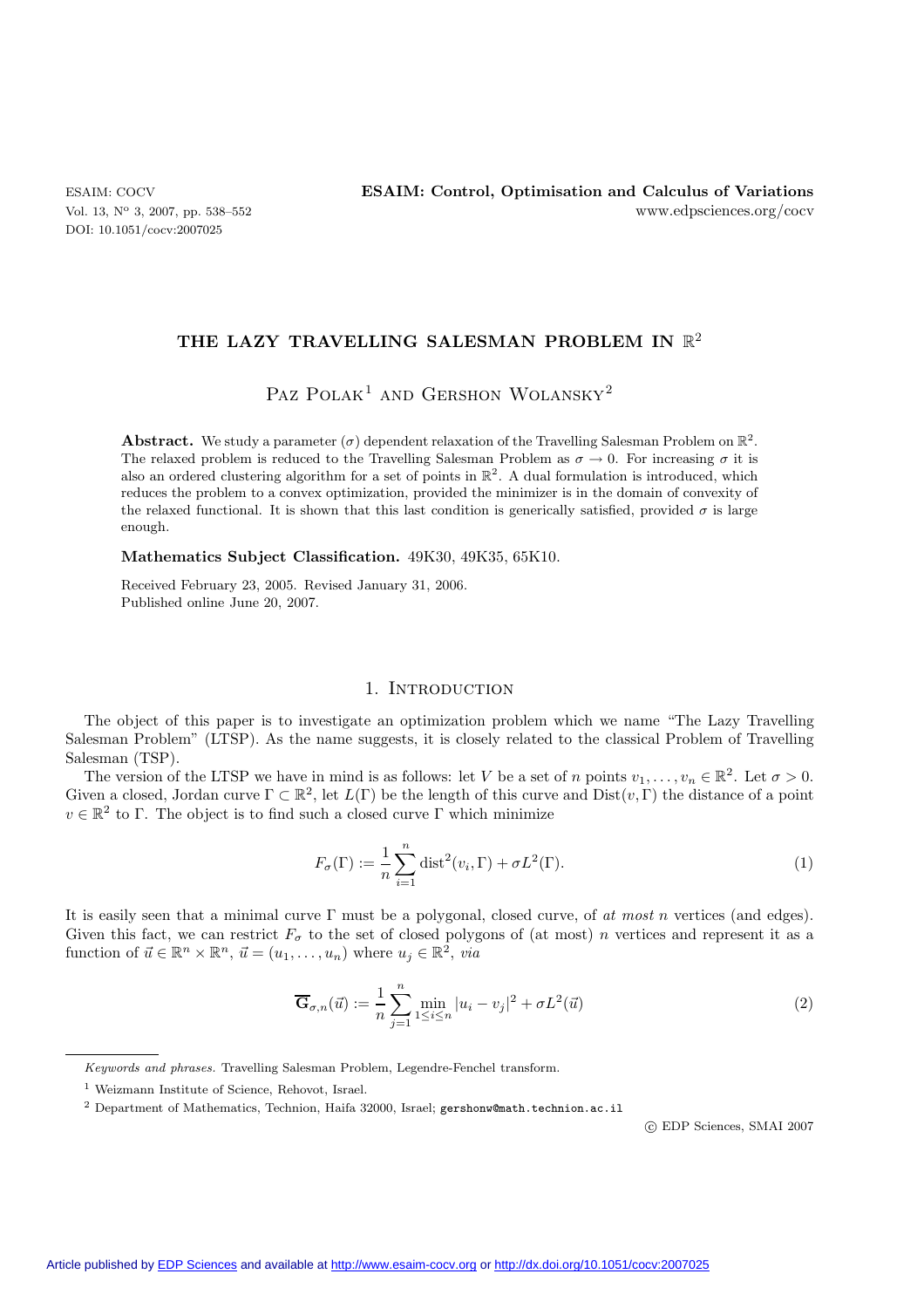# THE LAZY TRAVELLING SALESMAN PROBLEM IN $\mathbb{R}^2$

Paz Polak[1] and Gershon Wolansky[2]

**Abstract.** We study a parameter ($\sigma$) dependent relaxation of the Travelling Salesman Problem on $\mathbb{R}^2$. The relaxed problem is reduced to the Travelling Salesman Problem as $\sigma \to 0$. For increasing $\sigma$ it is also an ordered clustering algorithm for a set of points in $\mathbb{R}^2$. A dual formulation is introduced, which reduces the problem to a convex optimization, provided the minimizer is in the domain of convexity of the relaxed functional. It is shown that this last condition is generically satisfied, provided $\sigma$ is large enough.

**Mathematics Subject Classification.** 49K30, 49K35, 65K10.

Received February 23, 2005. Revised January 31, 2006.
Published online June 20, 2007.

## 1. Introduction

The object of this paper is to investigate an optimization problem which we name "The Lazy Travelling Salesman Problem" (LTSP). As the name suggests, it is closely related to the classical Problem of Travelling Salesman (TSP).

The version of the LTSP we have in mind is as follows: let $V$ be a set of $n$ points $v_1, \ldots, v_n \in \mathbb{R}^2$. Let $\sigma > 0$. Given a closed, Jordan curve $\Gamma \subset \mathbb{R}^2$, let $L(\Gamma)$ be the length of this curve and $\mathrm{Dist}(v, \Gamma)$ the distance of a point $v \in \mathbb{R}^2$ to $\Gamma$. The object is to find such a closed curve $\Gamma$ which minimize

$$F_\sigma(\Gamma) := \frac{1}{n}\sum_{i=1}^{n} \mathrm{dist}^2(v_i, \Gamma) + \sigma L^2(\Gamma). \tag{1}$$

It is easily seen that a minimal curve $\Gamma$ must be a polygonal, closed curve, of *at most* $n$ vertices (and edges). Given this fact, we can restrict $F_\sigma$ to the set of closed polygons of (at most) $n$ vertices and represent it as a function of $\vec{u} \in \mathbb{R}^n \times \mathbb{R}^n$, $\vec{u} = (u_1, \ldots, u_n)$ where $u_j \in \mathbb{R}^2$, *via*

$$\overline{\mathbf{G}}_{\sigma,n}(\vec{u}) := \frac{1}{n}\sum_{j=1}^{n} \min_{1\le i\le n} |u_i - v_j|^2 + \sigma L^2(\vec{u}) \tag{2}$$

---

*Keywords and phrases.* Travelling Salesman Problem, Legendre-Fenchel transform.

[1] Weizmann Institute of Science, Rehovot, Israel.

[2] Department of Mathematics, Technion, Haifa 32000, Israel; gershonw@math.technion.ac.il

© EDP Sciences, SMAI 2007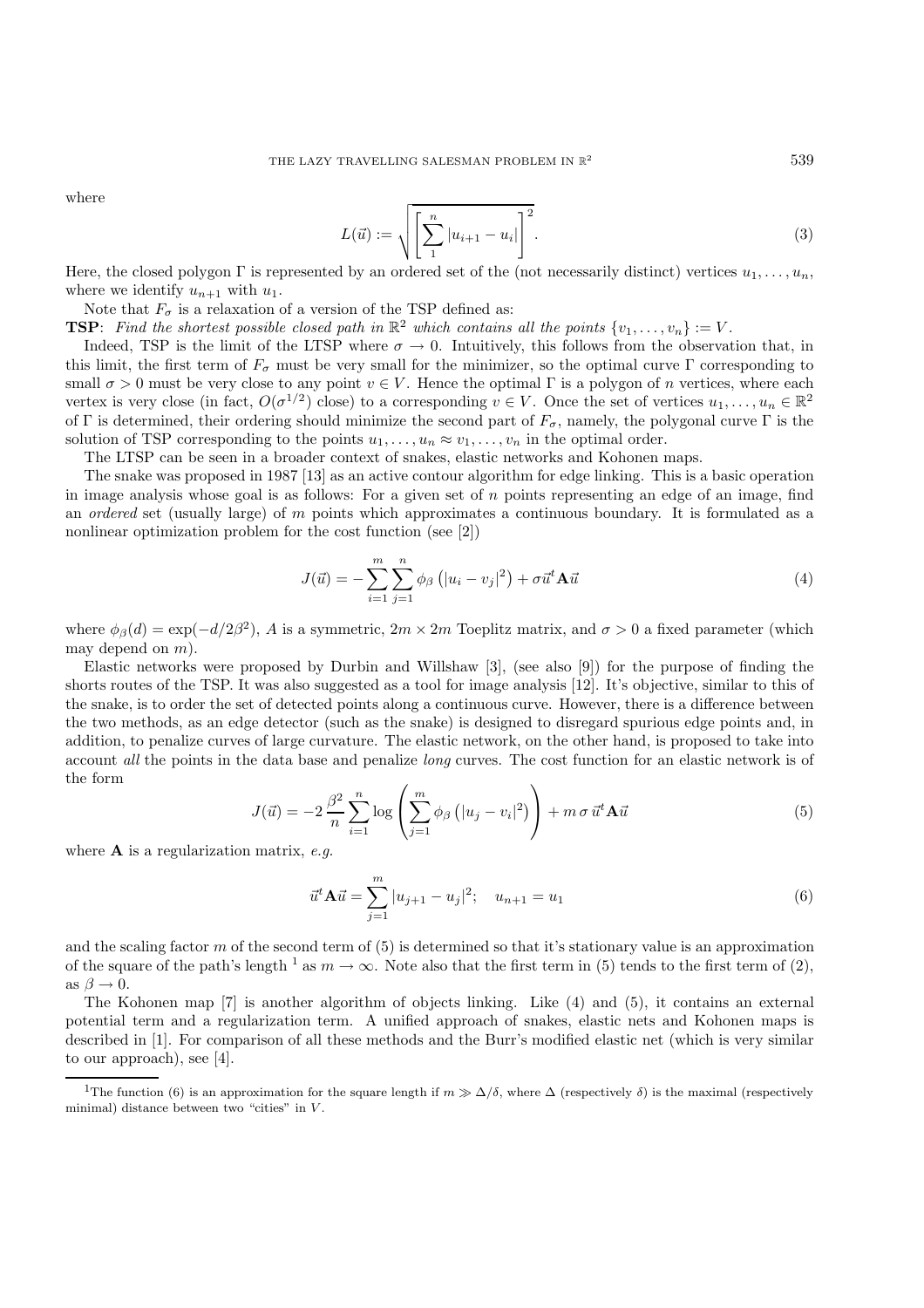where

$$L(\vec{u}) := \sqrt{\left[\sum_1^n |u_{i+1} - u_i|\right]^2}. \tag{3}$$

Here, the closed polygon $\Gamma$ is represented by an ordered set of the (not necessarily distinct) vertices $u_1, \ldots, u_n$, where we identify $u_{n+1}$ with $u_1$.

Note that $F_\sigma$ is a relaxation of a version of the TSP defined as:

**TSP**: *Find the shortest possible closed path in $\mathbb{R}^2$ which contains all the points $\{v_1, \ldots, v_n\} := V$.*

Indeed, TSP is the limit of the LTSP where $\sigma \to 0$. Intuitively, this follows from the observation that, in this limit, the first term of $F_\sigma$ must be very small for the minimizer, so the optimal curve $\Gamma$ corresponding to small $\sigma > 0$ must be very close to any point $v \in V$. Hence the optimal $\Gamma$ is a polygon of $n$ vertices, where each vertex is very close (in fact, $O(\sigma^{1/2})$ close) to a corresponding $v \in V$. Once the set of vertices $u_1, \ldots, u_n \in \mathbb{R}^2$ of $\Gamma$ is determined, their ordering should minimize the second part of $F_\sigma$, namely, the polygonal curve $\Gamma$ is the solution of TSP corresponding to the points $u_1, \ldots, u_n \approx v_1, \ldots, v_n$ in the optimal order.

The LTSP can be seen in a broader context of snakes, elastic networks and Kohonen maps.

The snake was proposed in 1987 [13] as an active contour algorithm for edge linking. This is a basic operation in image analysis whose goal is as follows: For a given set of $n$ points representing an edge of an image, find an *ordered* set (usually large) of $m$ points which approximates a continuous boundary. It is formulated as a nonlinear optimization problem for the cost function (see [2])

$$J(\vec{u}) = -\sum_{i=1}^m \sum_{j=1}^n \phi_\beta\left(|u_i - v_j|^2\right) + \sigma \vec{u}^t \mathbf{A} \vec{u} \tag{4}$$

where $\phi_\beta(d) = \exp(-d/2\beta^2)$, $A$ is a symmetric, $2m \times 2m$ Toeplitz matrix, and $\sigma > 0$ a fixed parameter (which may depend on $m$).

Elastic networks were proposed by Durbin and Willshaw [3], (see also [9]) for the purpose of finding the shorts routes of the TSP. It was also suggested as a tool for image analysis [12]. It's objective, similar to this of the snake, is to order the set of detected points along a continuous curve. However, there is a difference between the two methods, as an edge detector (such as the snake) is designed to disregard spurious edge points and, in addition, to penalize curves of large curvature. The elastic network, on the other hand, is proposed to take into account *all* the points in the data base and penalize *long* curves. The cost function for an elastic network is of the form

$$J(\vec{u}) = -2\,\frac{\beta^2}{n} \sum_{i=1}^n \log\left(\sum_{j=1}^m \phi_\beta\left(|u_j - v_i|^2\right)\right) + m\,\sigma\,\vec{u}^t \mathbf{A} \vec{u} \tag{5}$$

where $\mathbf{A}$ is a regularization matrix, *e.g.*

$$\vec{u}^t \mathbf{A} \vec{u} = \sum_{j=1}^m |u_{j+1} - u_j|^2; \quad u_{n+1} = u_1 \tag{6}$$

and the scaling factor $m$ of the second term of (5) is determined so that it's stationary value is an approximation of the square of the path's length [1] as $m \to \infty$. Note also that the first term in (5) tends to the first term of (2), as $\beta \to 0$.

The Kohonen map [7] is another algorithm of objects linking. Like (4) and (5), it contains an external potential term and a regularization term. A unified approach of snakes, elastic nets and Kohonen maps is described in [1]. For comparison of all these methods and the Burr's modified elastic net (which is very similar to our approach), see [4].

[1] The function (6) is an approximation for the square length if $m \gg \Delta/\delta$, where $\Delta$ (respectively $\delta$) is the maximal (respectively minimal) distance between two "cities" in $V$.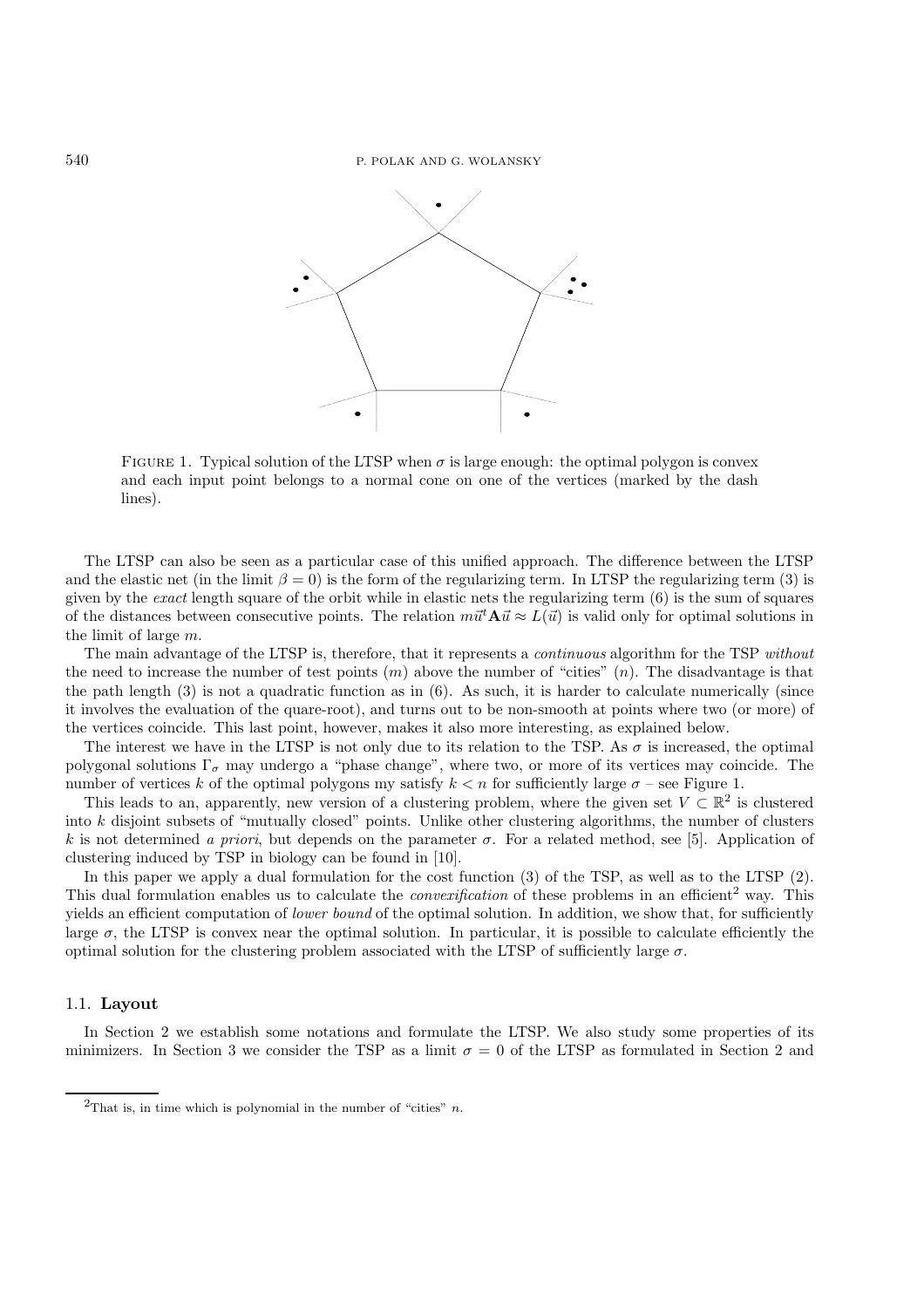FIGURE 1. Typical solution of the LTSP when $\sigma$ is large enough: the optimal polygon is convex and each input point belongs to a normal cone on one of the vertices (marked by the dash lines).

The LTSP can also be seen as a particular case of this unified approach. The difference between the LTSP and the elastic net (in the limit $\beta = 0$) is the form of the regularizing term. In LTSP the regularizing term (3) is given by the *exact* length square of the orbit while in elastic nets the regularizing term (6) is the sum of squares of the distances between consecutive points. The relation $m\vec{u}^t\mathbf{A}\vec{u} \approx L(\vec{u})$ is valid only for optimal solutions in the limit of large $m$.

The main advantage of the LTSP is, therefore, that it represents a *continuous* algorithm for the TSP *without* the need to increase the number of test points ($m$) above the number of "cities" ($n$). The disadvantage is that the path length (3) is not a quadratic function as in (6). As such, it is harder to calculate numerically (since it involves the evaluation of the quare-root), and turns out to be non-smooth at points where two (or more) of the vertices coincide. This last point, however, makes it also more interesting, as explained below.

The interest we have in the LTSP is not only due to its relation to the TSP. As $\sigma$ is increased, the optimal polygonal solutions $\Gamma_\sigma$ may undergo a "phase change", where two, or more of its vertices may coincide. The number of vertices $k$ of the optimal polygons my satisfy $k < n$ for sufficiently large $\sigma$ – see Figure 1.

This leads to an, apparently, new version of a clustering problem, where the given set $V \subset \mathbb{R}^2$ is clustered into $k$ disjoint subsets of "mutually closed" points. Unlike other clustering algorithms, the number of clusters $k$ is not determined *a priori*, but depends on the parameter $\sigma$. For a related method, see [5]. Application of clustering induced by TSP in biology can be found in [10].

In this paper we apply a dual formulation for the cost function (3) of the TSP, as well as to the LTSP (2). This dual formulation enables us to calculate the *convexification* of these problems in an efficient[2] way. This yields an efficient computation of *lower bound* of the optimal solution. In addition, we show that, for sufficiently large $\sigma$, the LTSP is convex near the optimal solution. In particular, it is possible to calculate efficiently the optimal solution for the clustering problem associated with the LTSP of sufficiently large $\sigma$.

### 1.1. Layout

In Section 2 we establish some notations and formulate the LTSP. We also study some properties of its minimizers. In Section 3 we consider the TSP as a limit $\sigma = 0$ of the LTSP as formulated in Section 2 and

[2]That is, in time which is polynomial in the number of "cities" $n$.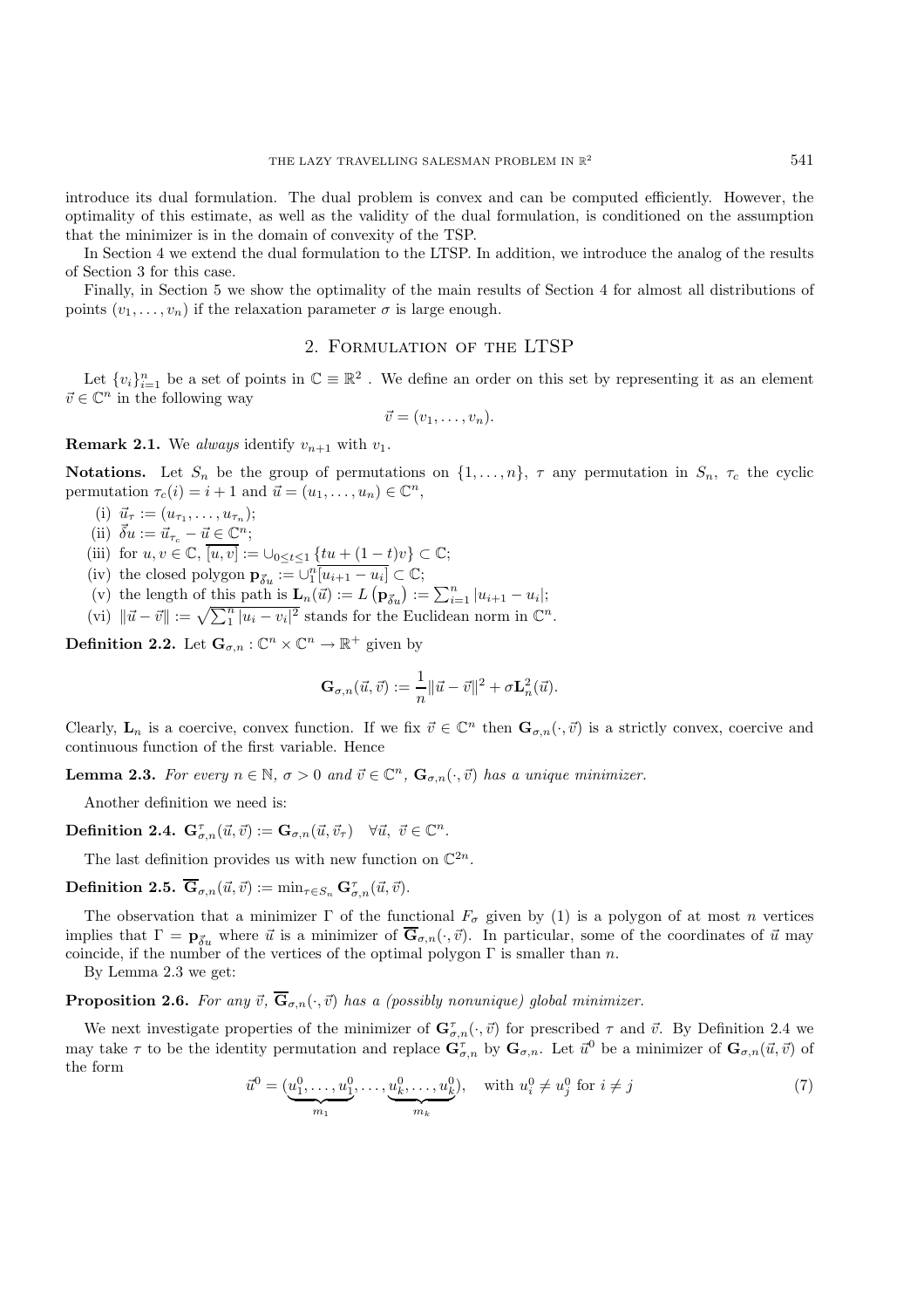introduce its dual formulation. The dual problem is convex and can be computed efficiently. However, the optimality of this estimate, as well as the validity of the dual formulation, is conditioned on the assumption that the minimizer is in the domain of convexity of the TSP.

In Section 4 we extend the dual formulation to the LTSP. In addition, we introduce the analog of the results of Section 3 for this case.

Finally, in Section 5 we show the optimality of the main results of Section 4 for almost all distributions of points $(v_1, \ldots, v_n)$ if the relaxation parameter $\sigma$ is large enough.

## 2. Formulation of the LTSP

Let $\{v_i\}_{i=1}^n$ be a set of points in $\mathbb{C} \equiv \mathbb{R}^2$ . We define an order on this set by representing it as an element $\vec{v} \in \mathbb{C}^n$ in the following way

$$\vec{v} = (v_1, \ldots, v_n).$$

**Remark 2.1.** We *always* identify $v_{n+1}$ with $v_1$.

**Notations.** Let $S_n$ be the group of permutations on $\{1, \ldots, n\}$, $\tau$ any permutation in $S_n$, $\tau_c$ the cyclic permutation $\tau_c(i) = i + 1$ and $\vec{u} = (u_1, \ldots, u_n) \in \mathbb{C}^n$,

(i) $\vec{u}_\tau := (u_{\tau_1}, \ldots, u_{\tau_n})$;
(ii) $\vec{\delta} u := \vec{u}_{\tau_c} - \vec{u} \in \mathbb{C}^n$;
(iii) for $u, v \in \mathbb{C}$, $\overline{[u, v]} := \cup_{0 \le t \le 1} \{tu + (1-t)v\} \subset \mathbb{C}$;
(iv) the closed polygon $\mathbf{p}_{\vec{\delta} u} := \cup_1^n \overline{[u_{i+1} - u_i]} \subset \mathbb{C}$;
(v) the length of this path is $\mathbf{L}_n(\vec{u}) := L\left(\mathbf{p}_{\vec{\delta} u}\right) := \sum_{i=1}^n |u_{i+1} - u_i|$;
(vi) $\|\vec{u} - \vec{v}\| := \sqrt{\sum_1^n |u_i - v_i|^2}$ stands for the Euclidean norm in $\mathbb{C}^n$.

**Definition 2.2.** Let $\mathbf{G}_{\sigma,n} : \mathbb{C}^n \times \mathbb{C}^n \to \mathbb{R}^+$ given by

$$\mathbf{G}_{\sigma,n}(\vec{u}, \vec{v}) := \frac{1}{n}\|\vec{u} - \vec{v}\|^2 + \sigma \mathbf{L}_n^2(\vec{u}).$$

Clearly, $\mathbf{L}_n$ is a coercive, convex function. If we fix $\vec{v} \in \mathbb{C}^n$ then $\mathbf{G}_{\sigma,n}(\cdot, \vec{v})$ is a strictly convex, coercive and continuous function of the first variable. Hence

**Lemma 2.3.** *For every $n \in \mathbb{N}$, $\sigma > 0$ and $\vec{v} \in \mathbb{C}^n$, $\mathbf{G}_{\sigma,n}(\cdot, \vec{v})$ has a unique minimizer.*

Another definition we need is:

**Definition 2.4.** $\mathbf{G}_{\sigma,n}^\tau(\vec{u}, \vec{v}) := \mathbf{G}_{\sigma,n}(\vec{u}, \vec{v}_\tau) \quad \forall \vec{u},\ \vec{v} \in \mathbb{C}^n$.

The last definition provides us with new function on $\mathbb{C}^{2n}$.

**Definition 2.5.** $\overline{\mathbf{G}}_{\sigma,n}(\vec{u}, \vec{v}) := \min_{\tau \in S_n} \mathbf{G}_{\sigma,n}^\tau(\vec{u}, \vec{v})$.

The observation that a minimizer $\Gamma$ of the functional $F_\sigma$ given by (1) is a polygon of at most $n$ vertices implies that $\Gamma = \mathbf{p}_{\vec{\delta} u}$ where $\vec{u}$ is a minimizer of $\overline{\mathbf{G}}_{\sigma,n}(\cdot, \vec{v})$. In particular, some of the coordinates of $\vec{u}$ may coincide, if the number of the vertices of the optimal polygon $\Gamma$ is smaller than $n$.

By Lemma 2.3 we get:

**Proposition 2.6.** *For any $\vec{v}$, $\overline{\mathbf{G}}_{\sigma,n}(\cdot, \vec{v})$ has a (possibly nonunique) global minimizer.*

We next investigate properties of the minimizer of $\mathbf{G}_{\sigma,n}^\tau(\cdot, \vec{v})$ for prescribed $\tau$ and $\vec{v}$. By Definition 2.4 we may take $\tau$ to be the identity permutation and replace $\mathbf{G}_{\sigma,n}^\tau$ by $\mathbf{G}_{\sigma,n}$. Let $\vec{u}^0$ be a minimizer of $\mathbf{G}_{\sigma,n}(\vec{u}, \vec{v})$ of the form

$$\vec{u}^0 = (\underbrace{u_1^0, \ldots, u_1^0}_{m_1}, \ldots, \underbrace{u_k^0, \ldots, u_k^0}_{m_k}), \quad \text{with } u_i^0 \neq u_j^0 \text{ for } i \neq j \tag{7}$$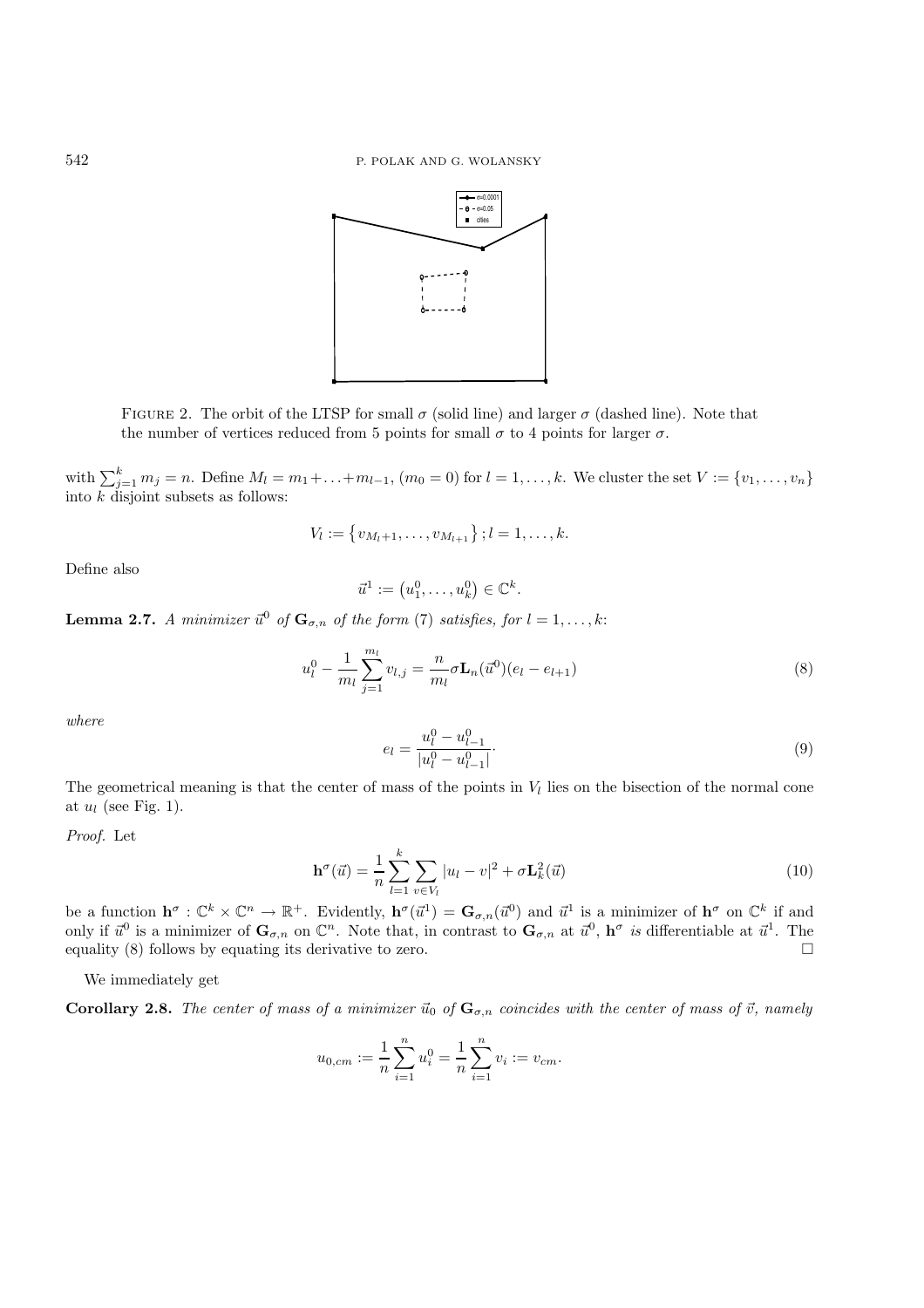FIGURE 2. The orbit of the LTSP for small $\sigma$ (solid line) and larger $\sigma$ (dashed line). Note that the number of vertices reduced from 5 points for small $\sigma$ to 4 points for larger $\sigma$.

with $\sum_{j=1}^{k} m_j = n$. Define $M_l = m_1 + \ldots + m_{l-1}$, $(m_0 = 0)$ for $l = 1, \ldots, k$. We cluster the set $V := \{v_1, \ldots, v_n\}$ into $k$ disjoint subsets as follows:

$$V_l := \left\{ v_{M_l+1}, \ldots, v_{M_{l+1}} \right\}; l = 1, \ldots, k.$$

Define also

$$\vec{u}^1 := \left(u_1^0, \ldots, u_k^0\right) \in \mathbb{C}^k.$$

**Lemma 2.7.** *A minimizer $\vec{u}^0$ of $\mathbf{G}_{\sigma,n}$ of the form* (7) *satisfies, for $l = 1, \ldots, k$:*

$$u_l^0 - \frac{1}{m_l} \sum_{j=1}^{m_l} v_{l,j} = \frac{n}{m_l} \sigma \mathbf{L}_n(\vec{u}^0)(e_l - e_{l+1}) \tag{8}$$

*where*

$$e_l = \frac{u_l^0 - u_{l-1}^0}{|u_l^0 - u_{l-1}^0|}. \tag{9}$$

The geometrical meaning is that the center of mass of the points in $V_l$ lies on the bisection of the normal cone at $u_l$ (see Fig. 1).

*Proof.* Let

$$\mathbf{h}^\sigma(\vec{u}) = \frac{1}{n} \sum_{l=1}^{k} \sum_{v \in V_l} |u_l - v|^2 + \sigma \mathbf{L}_k^2(\vec{u}) \tag{10}$$

be a function $\mathbf{h}^\sigma : \mathbb{C}^k \times \mathbb{C}^n \to \mathbb{R}^+$. Evidently, $\mathbf{h}^\sigma(\vec{u}^1) = \mathbf{G}_{\sigma,n}(\vec{u}^0)$ and $\vec{u}^1$ is a minimizer of $\mathbf{h}^\sigma$ on $\mathbb{C}^k$ if and only if $\vec{u}^0$ is a minimizer of $\mathbf{G}_{\sigma,n}$ on $\mathbb{C}^n$. Note that, in contrast to $\mathbf{G}_{\sigma,n}$ at $\vec{u}^0$, $\mathbf{h}^\sigma$ *is* differentiable at $\vec{u}^1$. The equality (8) follows by equating its derivative to zero. □

We immediately get

**Corollary 2.8.** *The center of mass of a minimizer $\vec{u}_0$ of $\mathbf{G}_{\sigma,n}$ coincides with the center of mass of $\vec{v}$, namely*

$$u_{0,cm} := \frac{1}{n} \sum_{i=1}^{n} u_i^0 = \frac{1}{n} \sum_{i=1}^{n} v_i := v_{cm}.$$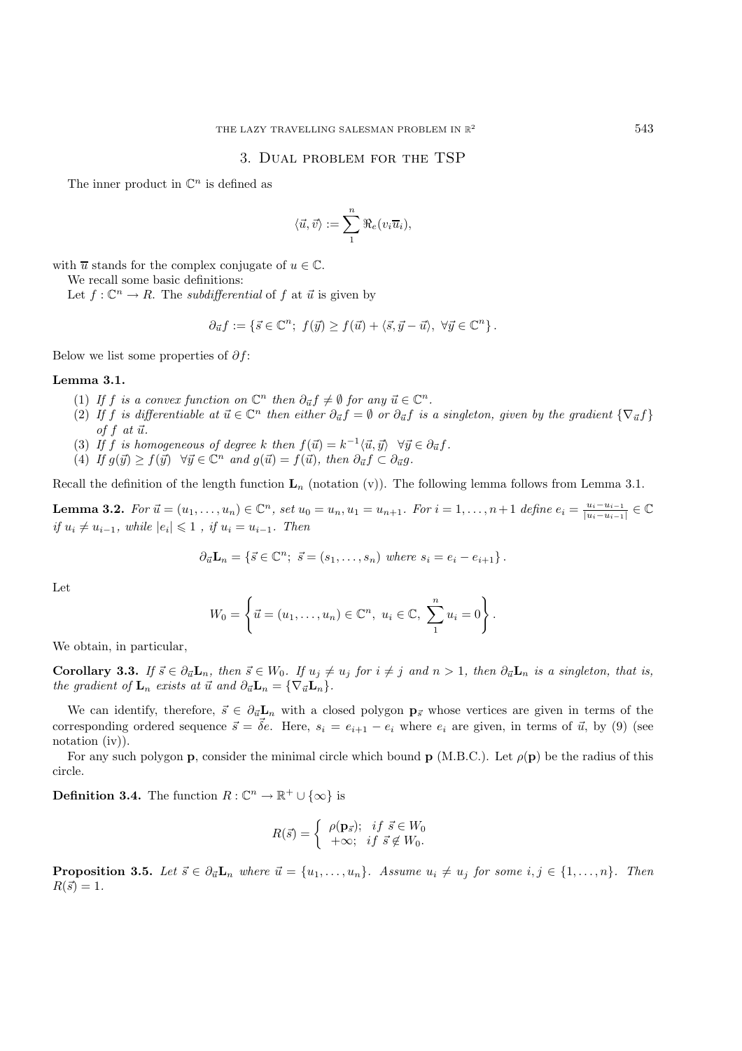## 3. Dual problem for the TSP

The inner product in $\mathbb{C}^n$ is defined as

$$\langle \vec{u}, \vec{v} \rangle := \sum_1^n \Re_e(v_i \overline{u}_i),$$

with $\overline{u}$ stands for the complex conjugate of $u \in \mathbb{C}$.

We recall some basic definitions:

Let $f : \mathbb{C}^n \to R$. The *subdifferential* of $f$ at $\vec{u}$ is given by

$$\partial_{\vec{u}} f := \left\{ \vec{s} \in \mathbb{C}^n;\ f(\vec{y}) \geq f(\vec{u}) + \langle \vec{s}, \vec{y} - \vec{u} \rangle,\ \forall \vec{y} \in \mathbb{C}^n \right\}.$$

Below we list some properties of $\partial f$:

**Lemma 3.1.**

1. *If $f$ is a convex function on $\mathbb{C}^n$ then $\partial_{\vec{u}} f \neq \emptyset$ for any $\vec{u} \in \mathbb{C}^n$.*
2. *If $f$ is differentiable at $\vec{u} \in \mathbb{C}^n$ then either $\partial_{\vec{u}} f = \emptyset$ or $\partial_{\vec{u}} f$ is a singleton, given by the gradient $\{\nabla_{\vec{u}} f\}$ of $f$ at $\vec{u}$.*
3. *If $f$ is homogeneous of degree $k$ then $f(\vec{u}) = k^{-1} \langle \vec{u}, \vec{y} \rangle \ \ \forall \vec{y} \in \partial_{\vec{u}} f$.*
4. *If $g(\vec{y}) \geq f(\vec{y}) \ \ \forall \vec{y} \in \mathbb{C}^n$ and $g(\vec{u}) = f(\vec{u})$, then $\partial_{\vec{u}} f \subset \partial_{\vec{u}} g$.*

Recall the definition of the length function $\mathbf{L}_n$ (notation (v)). The following lemma follows from Lemma 3.1.

**Lemma 3.2.** *For $\vec{u} = (u_1, \ldots, u_n) \in \mathbb{C}^n$, set $u_0 = u_n, u_1 = u_{n+1}$. For $i = 1, \ldots, n+1$ define $e_i = \frac{u_i - u_{i-1}}{|u_i - u_{i-1}|} \in \mathbb{C}$ if $u_i \neq u_{i-1}$, while $|e_i| \leqslant 1$ , if $u_i = u_{i-1}$. Then*

$$\partial_{\vec{u}} \mathbf{L}_n = \left\{ \vec{s} \in \mathbb{C}^n;\ \vec{s} = (s_1, \ldots, s_n) \text{ where } s_i = e_i - e_{i+1} \right\}.$$

Let

$$W_0 = \left\{ \vec{u} = (u_1, \ldots, u_n) \in \mathbb{C}^n,\ u_i \in \mathbb{C},\ \sum_1^n u_i = 0 \right\}.$$

We obtain, in particular,

**Corollary 3.3.** *If $\vec{s} \in \partial_{\vec{u}} \mathbf{L}_n$, then $\vec{s} \in W_0$. If $u_j \neq u_j$ for $i \neq j$ and $n > 1$, then $\partial_{\vec{u}} \mathbf{L}_n$ is a singleton, that is, the gradient of $\mathbf{L}_n$ exists at $\vec{u}$ and $\partial_{\vec{u}} \mathbf{L}_n = \{\nabla_{\vec{u}} \mathbf{L}_n\}$.*

We can identify, therefore, $\vec{s} \in \partial_{\vec{u}} \mathbf{L}_n$ with a closed polygon $\mathbf{p}_{\vec{s}}$ whose vertices are given in terms of the corresponding ordered sequence $\vec{s} = \vec{\delta} e$. Here, $s_i = e_{i+1} - e_i$ where $e_i$ are given, in terms of $\vec{u}$, by (9) (see notation (iv)).

For any such polygon $\mathbf{p}$, consider the minimal circle which bound $\mathbf{p}$ (M.B.C.). Let $\rho(\mathbf{p})$ be the radius of this circle.

**Definition 3.4.** The function $R : \mathbb{C}^n \to \mathbb{R}^+ \cup \{\infty\}$ is

$$R(\vec{s}) = \begin{cases} \rho(\mathbf{p}_{\vec{s}}); & if\ \vec{s} \in W_0 \\ +\infty; & if\ \vec{s} \notin W_0. \end{cases}$$

**Proposition 3.5.** *Let $\vec{s} \in \partial_{\vec{u}} \mathbf{L}_n$ where $\vec{u} = \{u_1, \ldots, u_n\}$. Assume $u_i \neq u_j$ for some $i, j \in \{1, \ldots, n\}$. Then $R(\vec{s}) = 1$.*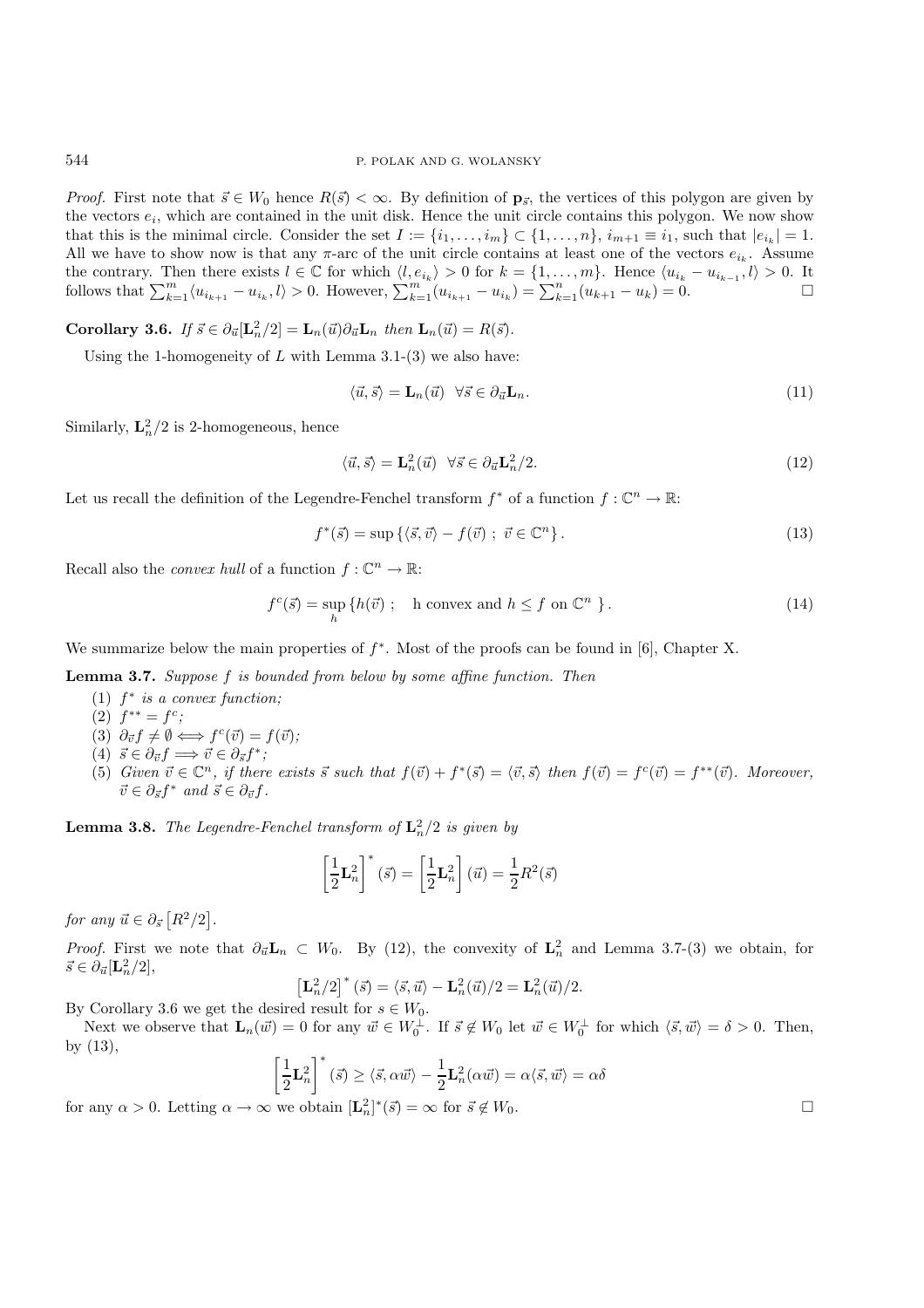*Proof.* First note that $\vec{s} \in W_0$ hence $R(\vec{s}) < \infty$. By definition of $\mathbf{p}_{\vec{s}}$, the vertices of this polygon are given by the vectors $e_i$, which are contained in the unit disk. Hence the unit circle contains this polygon. We now show that this is the minimal circle. Consider the set $I := \{i_1, \ldots, i_m\} \subset \{1, \ldots, n\}$, $i_{m+1} \equiv i_1$, such that $|e_{i_k}| = 1$. All we have to show now is that any $\pi$-arc of the unit circle contains at least one of the vectors $e_{i_k}$. Assume the contrary. Then there exists $l \in \mathbb{C}$ for which $\langle l, e_{i_k} \rangle > 0$ for $k = \{1, \ldots, m\}$. Hence $\langle u_{i_k} - u_{i_{k-1}}, l \rangle > 0$. It follows that $\sum_{k=1}^{m} \langle u_{i_{k+1}} - u_{i_k}, l \rangle > 0$. However, $\sum_{k=1}^{m} (u_{i_{k+1}} - u_{i_k}) = \sum_{k=1}^{n} (u_{k+1} - u_k) = 0$. $\square$

**Corollary 3.6.** *If $\vec{s} \in \partial_{\vec{u}}[\mathbf{L}_n^2/2] = \mathbf{L}_n(\vec{u})\partial_{\vec{u}}\mathbf{L}_n$ then $\mathbf{L}_n(\vec{u}) = R(\vec{s})$.*

Using the 1-homogeneity of $L$ with Lemma 3.1-(3) we also have:

$$\langle \vec{u}, \vec{s} \rangle = \mathbf{L}_n(\vec{u}) \quad \forall \vec{s} \in \partial_{\vec{u}}\mathbf{L}_n. \tag{11}$$

Similarly, $\mathbf{L}_n^2/2$ is 2-homogeneous, hence

$$\langle \vec{u}, \vec{s} \rangle = \mathbf{L}_n^2(\vec{u}) \quad \forall \vec{s} \in \partial_{\vec{u}}\mathbf{L}_n^2/2. \tag{12}$$

Let us recall the definition of the Legendre-Fenchel transform $f^*$ of a function $f : \mathbb{C}^n \to \mathbb{R}$:

$$f^*(\vec{s}) = \sup \left\{ \langle \vec{s}, \vec{v} \rangle - f(\vec{v}) \ ; \ \vec{v} \in \mathbb{C}^n \right\}. \tag{13}$$

Recall also the *convex hull* of a function $f : \mathbb{C}^n \to \mathbb{R}$:

$$f^c(\vec{s}) = \sup_h \left\{ h(\vec{v}) \ ; \quad \text{h convex and } h \le f \text{ on } \mathbb{C}^n \ \right\}. \tag{14}$$

We summarize below the main properties of $f^*$. Most of the proofs can be found in [6], Chapter X.

**Lemma 3.7.** *Suppose $f$ is bounded from below by some affine function. Then*

1. *$f^*$ is a convex function;*
2. *$f^{**} = f^c$;*
3. *$\partial_{\vec{v}} f \neq \emptyset \Longleftrightarrow f^c(\vec{v}) = f(\vec{v})$;*
4. *$\vec{s} \in \partial_{\vec{v}} f \Longrightarrow \vec{v} \in \partial_{\vec{s}} f^*$;*
5. *Given $\vec{v} \in \mathbb{C}^n$, if there exists $\vec{s}$ such that $f(\vec{v}) + f^*(\vec{s}) = \langle \vec{v}, \vec{s} \rangle$ then $f(\vec{v}) = f^c(\vec{v}) = f^{**}(\vec{v})$. Moreover, $\vec{v} \in \partial_{\vec{s}} f^*$ and $\vec{s} \in \partial_{\vec{v}} f$.*

**Lemma 3.8.** *The Legendre-Fenchel transform of $\mathbf{L}_n^2/2$ is given by*

$$\left[\frac{1}{2}\mathbf{L}_n^2\right]^*(\vec{s}) = \left[\frac{1}{2}\mathbf{L}_n^2\right](\vec{u}) = \frac{1}{2}R^2(\vec{s})$$

*for any $\vec{u} \in \partial_{\vec{s}}\left[R^2/2\right]$.*

*Proof.* First we note that $\partial_{\vec{u}}\mathbf{L}_n \subset W_0$. By (12), the convexity of $\mathbf{L}_n^2$ and Lemma 3.7-(3) we obtain, for $\vec{s} \in \partial_{\vec{u}}[\mathbf{L}_n^2/2]$,

$$\left[\mathbf{L}_n^2/2\right]^*(\vec{s}) = \langle \vec{s}, \vec{u} \rangle - \mathbf{L}_n^2(\vec{u})/2 = \mathbf{L}_n^2(\vec{u})/2.$$

By Corollary 3.6 we get the desired result for $s \in W_0$.

Next we observe that $\mathbf{L}_n(\vec{w}) = 0$ for any $\vec{w} \in W_0^\perp$. If $\vec{s} \notin W_0$ let $\vec{w} \in W_0^\perp$ for which $\langle \vec{s}, \vec{w} \rangle = \delta > 0$. Then, by (13),

$$\left[\frac{1}{2}\mathbf{L}_n^2\right]^*(\vec{s}) \ge \langle \vec{s}, \alpha\vec{w} \rangle - \frac{1}{2}\mathbf{L}_n^2(\alpha\vec{w}) = \alpha\langle \vec{s}, \vec{w} \rangle = \alpha\delta$$

for any $\alpha > 0$. Letting $\alpha \to \infty$ we obtain $[\mathbf{L}_n^2]^*(\vec{s}) = \infty$ for $\vec{s} \notin W_0$. $\square$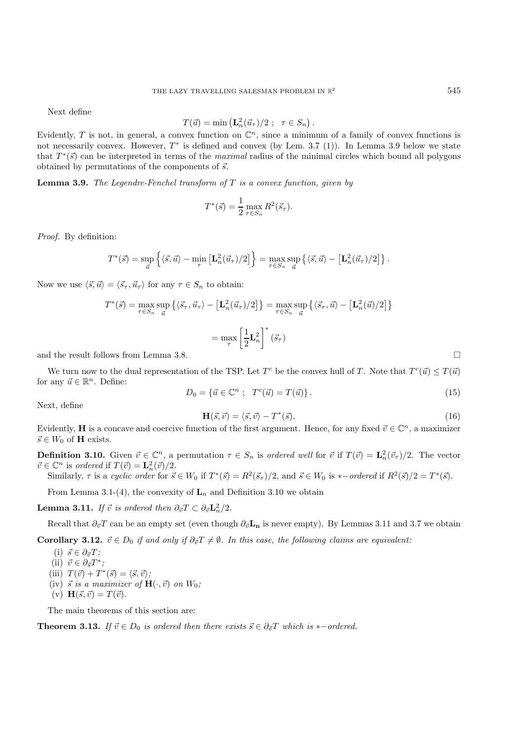Next define

$$T(\vec{u}) = \min\left(\mathbf{L}_n^2(\vec{u}_\tau)/2\ ;\ \ \tau \in S_n\right).$$

Evidently, $T$ is not, in general, a convex function on $\mathbb{C}^n$, since a minimum of a family of convex functions is not necessarily convex. However, $T^*$ is defined and convex (by Lem. 3.7 (1)). In Lemma 3.9 below we state that $T^*(\vec{s})$ can be interpreted in terms of the *maximal* radius of the minimal circles which bound all polygons obtained by permutations of the components of $\vec{s}$.

**Lemma 3.9.** *The Legendre-Fenchel transform of $T$ is a convex function, given by*

$$T^*(\vec{s}) = \frac{1}{2}\max_{\tau \in S_n} R^2(\vec{s}_\tau).$$

*Proof.* By definition:

$$T^*(\vec{s}) = \sup_{\vec{u}}\left\{\langle \vec{s}, \vec{u}\rangle - \min_\tau\left[\mathbf{L}_n^2(\vec{u}_\tau)/2\right]\right\} = \max_{\tau \in S_n}\sup_{\vec{u}}\left\{\langle \vec{s}, \vec{u}\rangle - \left[\mathbf{L}_n^2(\vec{u}_\tau)/2\right]\right\}.$$

Now we use $\langle \vec{s}, \vec{u}\rangle = \langle \vec{s}_\tau, \vec{u}_\tau\rangle$ for any $\tau \in S_n$ to obtain:

$$T^*(\vec{s}) = \max_{\tau \in S_n}\sup_{\vec{u}}\left\{\langle \vec{s}_\tau, \vec{u}_\tau\rangle - \left[\mathbf{L}_n^2(\vec{u}_\tau)/2\right]\right\} = \max_{\tau \in S_n}\sup_{\vec{u}}\left\{\langle \vec{s}_\tau, \vec{u}\rangle - \left[\mathbf{L}_n^2(\vec{u})/2\right]\right\}$$

$$= \max_\tau\left[\frac{1}{2}\mathbf{L}_n^2\right]^*(\vec{s}_\tau)$$

and the result follows from Lemma 3.8. $\square$

We turn now to the dual representation of the TSP. Let $T^c$ be the convex hull of $T$. Note that $T^c(\vec{u}) \le T(\vec{u})$ for any $\vec{u} \in \mathbb{R}^n$. Define:

$$D_0 = \left\{\vec{u} \in \mathbb{C}^n\ ;\ \ T^c(\vec{u}) = T(\vec{u})\right\}. \tag{15}$$

Next, define

$$\mathbf{H}(\vec{s}, \vec{v}) = \langle \vec{s}, \vec{v}\rangle - T^*(\vec{s}). \tag{16}$$

Evidently, $\mathbf{H}$ is a concave and coercive function of the first argument. Hence, for any fixed $\vec{v} \in \mathbb{C}^n$, a maximizer $\vec{s} \in W_0$ of $\mathbf{H}$ exists.

**Definition 3.10.** Given $\vec{v} \in \mathbb{C}^n$, a permutation $\tau \in S_n$ is *ordered well* for $\vec{v}$ if $T(\vec{v}) = \mathbf{L}_n^2(\vec{v}_\tau)/2$. The vector $\vec{v} \in \mathbb{C}^n$ is *ordered* if $T(\vec{v}) = \mathbf{L}_n^2(\vec{v})/2$.

Similarly, $\tau$ is a *cyclic order* for $\vec{s} \in W_0$ if $T^*(\vec{s}) = R^2(\vec{s}_\tau)/2$, and $\vec{s} \in W_0$ is $*-$*ordered* if $R^2(\vec{s})/2 = T^*(\vec{s})$.

From Lemma 3.1-(4), the convexity of $\mathbf{L}_n$ and Definition 3.10 we obtain

**Lemma 3.11.** *If $\vec{v}$ is ordered then $\partial_{\vec{v}} T \subset \partial_{\vec{v}} \mathbf{L}_n^2/2$.*

Recall that $\partial_{\vec{v}} T$ can be an empty set (even though $\partial_{\vec{v}} \mathbf{L_n}$ is never empty). By Lemmas 3.11 and 3.7 we obtain

**Corollary 3.12.** *$\vec{v} \in D_0$ if and only if $\partial_{\vec{v}} T \neq \emptyset$. In this case, the following claims are equivalent:*

- (i) $\vec{s} \in \partial_{\vec{v}} T$;
- (ii) $\vec{v} \in \partial_{\vec{s}} T^*$;
- (iii) $T(\vec{v}) + T^*(\vec{s}) = \langle \vec{s}, \vec{v}\rangle$;
- (iv) *$\vec{s}$ is a maximizer of $\mathbf{H}(\cdot, \vec{v})$ on $W_0$;*
- (v) $\mathbf{H}(\vec{s}, \vec{v}) = T(\vec{v})$.

The main theorems of this section are:

**Theorem 3.13.** *If $\vec{v} \in D_0$ is ordered then there exists $\vec{s} \in \partial_{\vec{v}} T$ which is $*-$ordered.*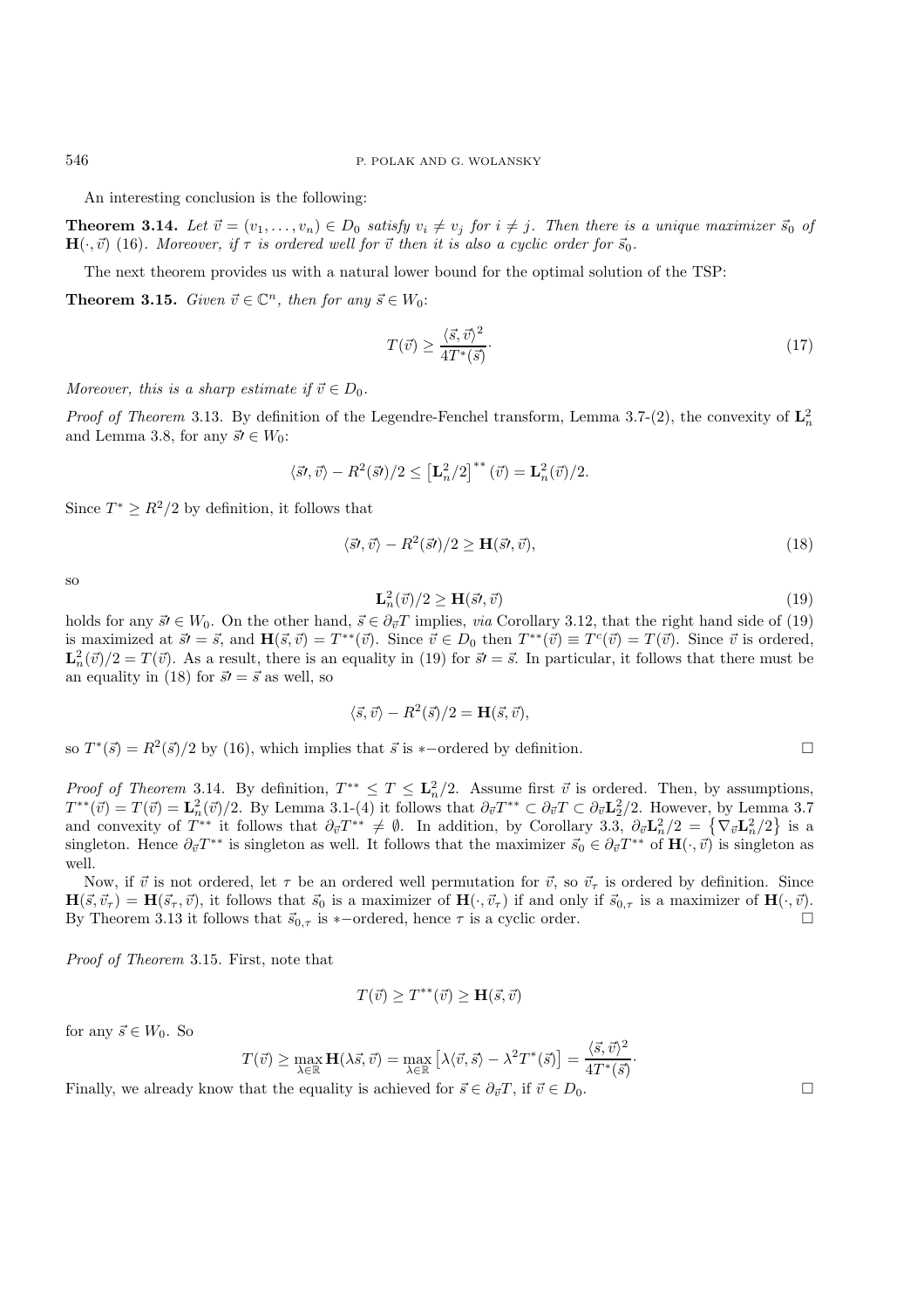An interesting conclusion is the following:

**Theorem 3.14.** *Let $\vec{v} = (v_1, \ldots, v_n) \in D_0$ satisfy $v_i \neq v_j$ for $i \neq j$. Then there is a unique maximizer $\vec{s}_0$ of $\mathbf{H}(\cdot, \vec{v})$ (16). Moreover, if $\tau$ is ordered well for $\vec{v}$ then it is also a cyclic order for $\vec{s}_0$.*

The next theorem provides us with a natural lower bound for the optimal solution of the TSP:

**Theorem 3.15.** *Given $\vec{v} \in \mathbb{C}^n$, then for any $\vec{s} \in W_0$:*

$$T(\vec{v}) \geq \frac{\langle \vec{s}, \vec{v} \rangle^2}{4T^*(\vec{s})}. \tag{17}$$

*Moreover, this is a sharp estimate if $\vec{v} \in D_0$.*

*Proof of Theorem* 3.13. By definition of the Legendre-Fenchel transform, Lemma 3.7-(2), the convexity of $\mathbf{L}_n^2$ and Lemma 3.8, for any $\vec{s}\prime \in W_0$:

$$\langle \vec{s}\prime, \vec{v} \rangle - R^2(\vec{s}\prime)/2 \leq \left[\mathbf{L}_n^2/2\right]^{**}(\vec{v}) = \mathbf{L}_n^2(\vec{v})/2.$$

Since $T^* \geq R^2/2$ by definition, it follows that

$$\langle \vec{s}\prime, \vec{v} \rangle - R^2(\vec{s}\prime)/2 \geq \mathbf{H}(\vec{s}\prime, \vec{v}), \tag{18}$$

so

$$\mathbf{L}_n^2(\vec{v})/2 \geq \mathbf{H}(\vec{s}\prime, \vec{v}) \tag{19}$$

holds for any $\vec{s}\prime \in W_0$. On the other hand, $\vec{s} \in \partial_{\vec{v}} T$ implies, *via* Corollary 3.12, that the right hand side of (19) is maximized at $\vec{s}\prime = \vec{s}$, and $\mathbf{H}(\vec{s}, \vec{v}) = T^{**}(\vec{v})$. Since $\vec{v} \in D_0$ then $T^{**}(\vec{v}) \equiv T^c(\vec{v}) = T(\vec{v})$. Since $\vec{v}$ is ordered, $\mathbf{L}_n^2(\vec{v})/2 = T(\vec{v})$. As a result, there is an equality in (19) for $\vec{s}\prime = \vec{s}$. In particular, it follows that there must be an equality in (18) for $\vec{s}\prime = \vec{s}$ as well, so

$$\langle \vec{s}, \vec{v} \rangle - R^2(\vec{s})/2 = \mathbf{H}(\vec{s}, \vec{v}),$$

so $T^*(\vec{s}) = R^2(\vec{s})/2$ by (16), which implies that $\vec{s}$ is $*-$ordered by definition. □

*Proof of Theorem* 3.14. By definition, $T^{**} \leq T \leq \mathbf{L}_n^2/2$. Assume first $\vec{v}$ is ordered. Then, by assumptions, $T^{**}(\vec{v}) = T(\vec{v}) = \mathbf{L}_n^2(\vec{v})/2$. By Lemma 3.1-(4) it follows that $\partial_{\vec{v}} T^{**} \subset \partial_{\vec{v}} T \subset \partial_{\vec{v}} \mathbf{L}_2^2/2$. However, by Lemma 3.7 and convexity of $T^{**}$ it follows that $\partial_{\vec{v}} T^{**} \neq \emptyset$. In addition, by Corollary 3.3, $\partial_{\vec{v}} \mathbf{L}_n^2/2 = \left\{\nabla_{\vec{v}} \mathbf{L}_n^2/2\right\}$ is a singleton. Hence $\partial_{\vec{v}} T^{**}$ is singleton as well. It follows that the maximizer $\vec{s}_0 \in \partial_{\vec{v}} T^{**}$ of $\mathbf{H}(\cdot, \vec{v})$ is singleton as well.

Now, if $\vec{v}$ is not ordered, let $\tau$ be an ordered well permutation for $\vec{v}$, so $\vec{v}_\tau$ is ordered by definition. Since $\mathbf{H}(\vec{s}, \vec{v}_\tau) = \mathbf{H}(\vec{s}_\tau, \vec{v})$, it follows that $\vec{s}_0$ is a maximizer of $\mathbf{H}(\cdot, \vec{v}_\tau)$ if and only if $\vec{s}_{0,\tau}$ is a maximizer of $\mathbf{H}(\cdot, \vec{v})$. By Theorem 3.13 it follows that $\vec{s}_{0,\tau}$ is $*-$ordered, hence $\tau$ is a cyclic order. □

*Proof of Theorem* 3.15. First, note that

$$T(\vec{v}) \geq T^{**}(\vec{v}) \geq \mathbf{H}(\vec{s}, \vec{v})$$

for any $\vec{s} \in W_0$. So

$$T(\vec{v}) \geq \max_{\lambda \in \mathbb{R}} \mathbf{H}(\lambda \vec{s}, \vec{v}) = \max_{\lambda \in \mathbb{R}} \left[\lambda \langle \vec{v}, \vec{s} \rangle - \lambda^2 T^*(\vec{s})\right] = \frac{\langle \vec{s}, \vec{v} \rangle^2}{4T^*(\vec{s})}.$$

Finally, we already know that the equality is achieved for $\vec{s} \in \partial_{\vec{v}} T$, if $\vec{v} \in D_0$. □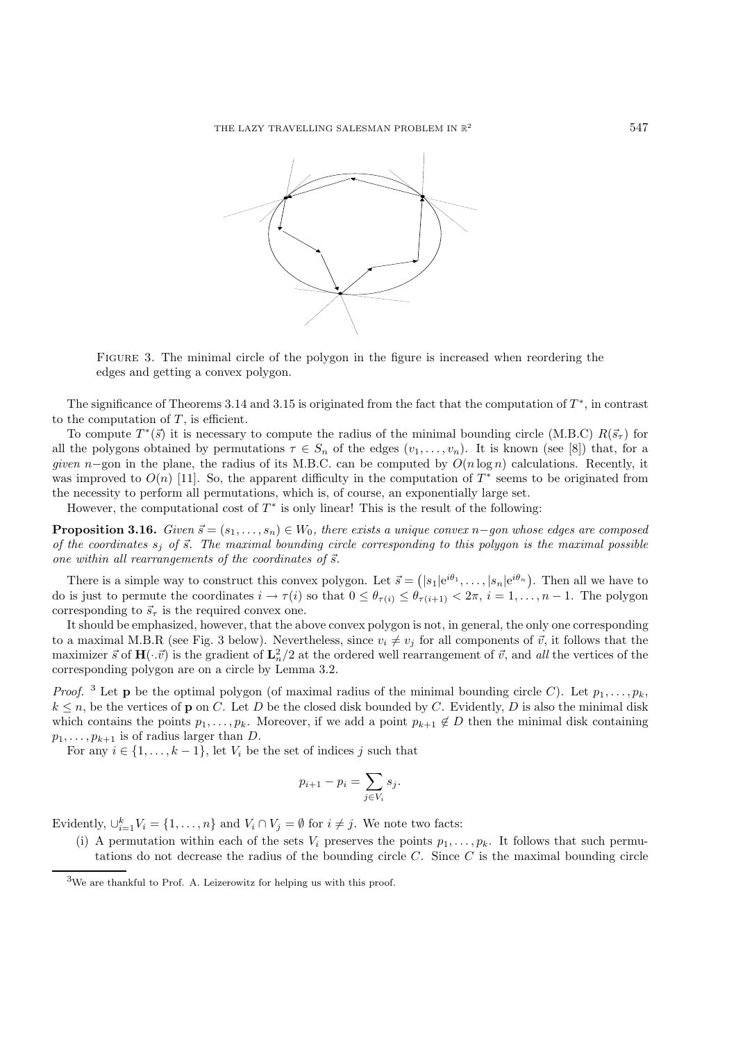FIGURE 3. The minimal circle of the polygon in the figure is increased when reordering the edges and getting a convex polygon.

The significance of Theorems 3.14 and 3.15 is originated from the fact that the computation of $T^*$, in contrast to the computation of $T$, is efficient.

To compute $T^*(\vec{s})$ it is necessary to compute the radius of the minimal bounding circle (M.B.C) $R(\vec{s}_\tau)$ for all the polygons obtained by permutations $\tau \in S_n$ of the edges $(v_1, \ldots, v_n)$. It is known (see [8]) that, for a *given* $n-$gon in the plane, the radius of its M.B.C. can be computed by $O(n \log n)$ calculations. Recently, it was improved to $O(n)$ [11]. So, the apparent difficulty in the computation of $T^*$ seems to be originated from the necessity to perform all permutations, which is, of course, an exponentially large set.

However, the computational cost of $T^*$ is only linear! This is the result of the following:

**Proposition 3.16.** *Given* $\vec{s} = (s_1, \ldots, s_n) \in W_0$, *there exists a unique convex* $n-$*gon whose edges are composed of the coordinates* $s_j$ *of* $\vec{s}$. *The maximal bounding circle corresponding to this polygon is the maximal possible one within all rearrangements of the coordinates of* $\vec{s}$.

There is a simple way to construct this convex polygon. Let $\vec{s} = \left(|s_1|e^{i\theta_1}, \ldots, |s_n|e^{i\theta_n}\right)$. Then all we have to do is just to permute the coordinates $i \to \tau(i)$ so that $0 \le \theta_{\tau(i)} \le \theta_{\tau(i+1)} < 2\pi$, $i = 1, \ldots, n-1$. The polygon corresponding to $\vec{s}_\tau$ is the required convex one.

It should be emphasized, however, that the above convex polygon is not, in general, the only one corresponding to a maximal M.B.R (see Fig. 3 below). Nevertheless, since $v_i \neq v_j$ for all components of $\vec{v}$, it follows that the maximizer $\vec{s}$ of $\mathbf{H}(\cdot.\vec{v})$ is the gradient of $\mathbf{L}_n^2/2$ at the ordered well rearrangement of $\vec{v}$, and *all* the vertices of the corresponding polygon are on a circle by Lemma 3.2.

*Proof.* [3] Let $\mathbf{p}$ be the optimal polygon (of maximal radius of the minimal bounding circle $C$). Let $p_1, \ldots, p_k$, $k \le n$, be the vertices of $\mathbf{p}$ on $C$. Let $D$ be the closed disk bounded by $C$. Evidently, $D$ is also the minimal disk which contains the points $p_1, \ldots, p_k$. Moreover, if we add a point $p_{k+1} \notin D$ then the minimal disk containing $p_1, \ldots, p_{k+1}$ is of radius larger than $D$.

For any $i \in \{1, \ldots, k-1\}$, let $V_i$ be the set of indices $j$ such that

$$p_{i+1} - p_i = \sum_{j \in V_i} s_j.$$

Evidently, $\cup_{i=1}^k V_i = \{1, \ldots, n\}$ and $V_i \cap V_j = \emptyset$ for $i \neq j$. We note two facts:

(i) A permutation within each of the sets $V_i$ preserves the points $p_1, \ldots, p_k$. It follows that such permutations do not decrease the radius of the bounding circle $C$. Since $C$ is the maximal bounding circle

[3] We are thankful to Prof. A. Leizerowitz for helping us with this proof.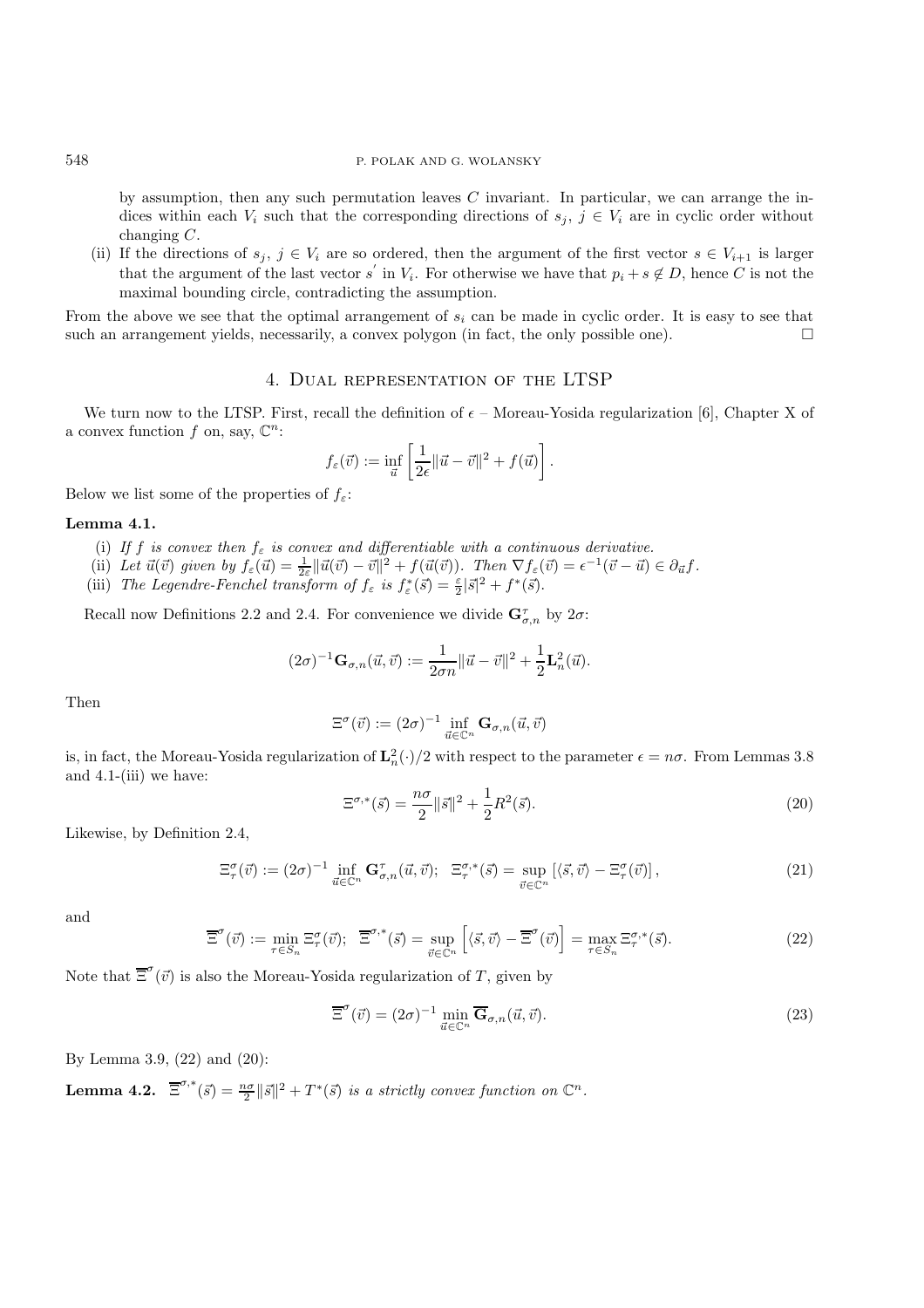by assumption, then any such permutation leaves $C$ invariant. In particular, we can arrange the indices within each $V_i$ such that the corresponding directions of $s_j$, $j \in V_i$ are in cyclic order without changing $C$.

(ii) If the directions of $s_j$, $j \in V_i$ are so ordered, then the argument of the first vector $s \in V_{i+1}$ is larger that the argument of the last vector $s'$ in $V_i$. For otherwise we have that $p_i + s \notin D$, hence $C$ is not the maximal bounding circle, contradicting the assumption.

From the above we see that the optimal arrangement of $s_i$ can be made in cyclic order. It is easy to see that such an arrangement yields, necessarily, a convex polygon (in fact, the only possible one). □

## 4. Dual representation of the LTSP

We turn now to the LTSP. First, recall the definition of $\epsilon$ – Moreau-Yosida regularization [6], Chapter X of a convex function $f$ on, say, $\mathbb{C}^n$:

$$f_\varepsilon(\vec{v}) := \inf_{\vec{u}} \left[ \frac{1}{2\epsilon} \|\vec{u} - \vec{v}\|^2 + f(\vec{u}) \right].$$

Below we list some of the properties of $f_\varepsilon$:

**Lemma 4.1.**

(i) *If $f$ is convex then $f_\varepsilon$ is convex and differentiable with a continuous derivative.*

(ii) *Let $\vec{u}(\vec{v})$ given by $f_\varepsilon(\vec{u}) = \frac{1}{2\varepsilon}\|\vec{u}(\vec{v}) - \vec{v}\|^2 + f(\vec{u}(\vec{v}))$. Then $\nabla f_\varepsilon(\vec{v}) = \epsilon^{-1}(\vec{v} - \vec{u}) \in \partial_{\vec{u}} f$.*

(iii) *The Legendre-Fenchel transform of $f_\varepsilon$ is $f^*_\varepsilon(\vec{s}) = \frac{\varepsilon}{2}|\vec{s}|^2 + f^*(\vec{s})$.*

Recall now Definitions 2.2 and 2.4. For convenience we divide $\mathbf{G}^\tau_{\sigma,n}$ by $2\sigma$:

$$(2\sigma)^{-1}\mathbf{G}_{\sigma,n}(\vec{u}, \vec{v}) := \frac{1}{2\sigma n}\|\vec{u} - \vec{v}\|^2 + \frac{1}{2}\mathbf{L}^2_n(\vec{u}).$$

Then

$$\Xi^\sigma(\vec{v}) := (2\sigma)^{-1} \inf_{\vec{u} \in \mathbb{C}^n} \mathbf{G}_{\sigma,n}(\vec{u}, \vec{v})$$

is, in fact, the Moreau-Yosida regularization of $\mathbf{L}^2_n(\cdot)/2$ with respect to the parameter $\epsilon = n\sigma$. From Lemmas 3.8 and 4.1-(iii) we have:

$$\Xi^{\sigma,*}(\vec{s}) = \frac{n\sigma}{2}\|\vec{s}\|^2 + \frac{1}{2}R^2(\vec{s}). \tag{20}$$

Likewise, by Definition 2.4,

$$\Xi^\sigma_\tau(\vec{v}) := (2\sigma)^{-1} \inf_{\vec{u} \in \mathbb{C}^n} \mathbf{G}^\tau_{\sigma,n}(\vec{u}, \vec{v}); \quad \Xi^{\sigma,*}_\tau(\vec{s}) = \sup_{\vec{v} \in \mathbb{C}^n} \left[ \langle \vec{s}, \vec{v} \rangle - \Xi^\sigma_\tau(\vec{v}) \right], \tag{21}$$

and

$$\overline{\Xi}^\sigma(\vec{v}) := \min_{\tau \in S_n} \Xi^\sigma_\tau(\vec{v}); \quad \overline{\Xi}^{\sigma,*}(\vec{s}) = \sup_{\vec{v} \in \mathbb{C}^n} \left[ \langle \vec{s}, \vec{v} \rangle - \overline{\Xi}^\sigma(\vec{v}) \right] = \max_{\tau \in S_n} \Xi^{\sigma,*}_\tau(\vec{s}). \tag{22}$$

Note that $\overline{\Xi}^\sigma(\vec{v})$ is also the Moreau-Yosida regularization of $T$, given by

$$\overline{\Xi}^\sigma(\vec{v}) = (2\sigma)^{-1} \min_{\vec{u} \in \mathbb{C}^n} \overline{\mathbf{G}}_{\sigma,n}(\vec{u}, \vec{v}). \tag{23}$$

By Lemma 3.9, (22) and (20):

**Lemma 4.2.** $\overline{\Xi}^{\sigma,*}(\vec{s}) = \frac{n\sigma}{2}\|\vec{s}\|^2 + T^*(\vec{s})$ *is a strictly convex function on $\mathbb{C}^n$.*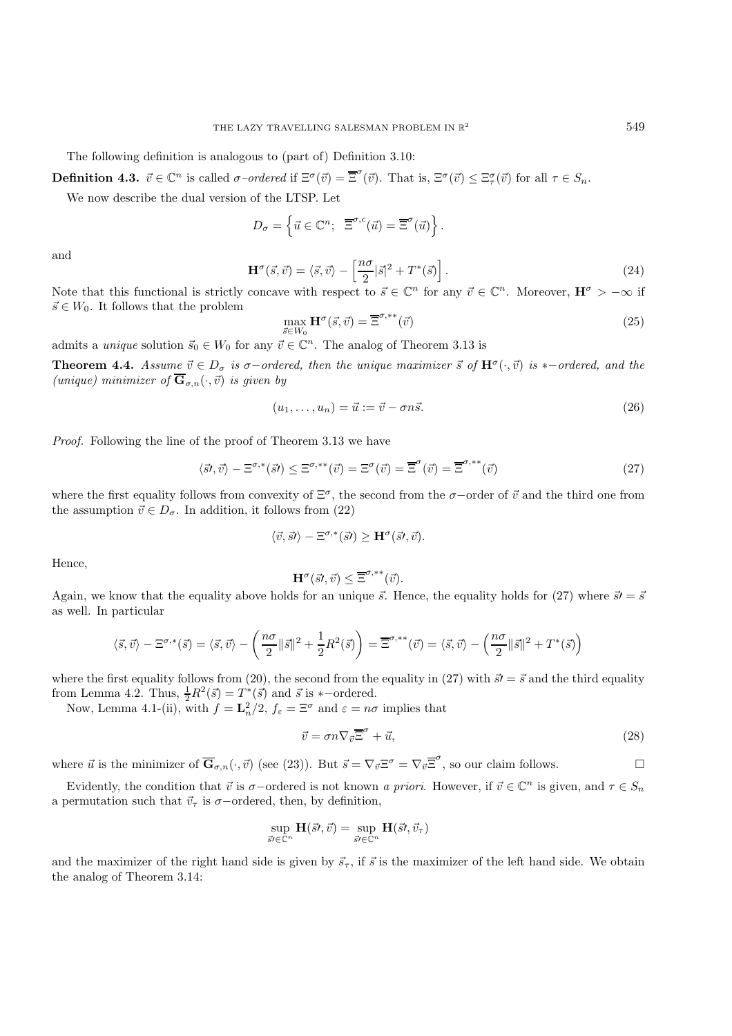The following definition is analogous to (part of) Definition 3.10:

**Definition 4.3.** $\vec{v} \in \mathbb{C}^n$ is called *$\sigma$-ordered* if $\Xi^\sigma(\vec{v}) = \overline{\Xi}^\sigma(\vec{v})$. That is, $\Xi^\sigma(\vec{v}) \leq \Xi^\sigma_\tau(\vec{v})$ for all $\tau \in S_n$.

We now describe the dual version of the LTSP. Let

$$D_\sigma = \left\{ \vec{u} \in \mathbb{C}^n; \;\; \overline{\Xi}^{\sigma,c}(\vec{u}) = \overline{\Xi}^\sigma(\vec{u}) \right\}.$$

and

$$\mathbf{H}^\sigma(\vec{s}, \vec{v}) = \langle \vec{s}, \vec{v} \rangle - \left[ \frac{n\sigma}{2} |\vec{s}|^2 + T^*(\vec{s}) \right]. \tag{24}$$

Note that this functional is strictly concave with respect to $\vec{s} \in \mathbb{C}^n$ for any $\vec{v} \in \mathbb{C}^n$. Moreover, $\mathbf{H}^\sigma > -\infty$ if $\vec{s} \in W_0$. It follows that the problem

$$\max_{\vec{s} \in W_0} \mathbf{H}^\sigma(\vec{s}, \vec{v}) = \overline{\Xi}^{\sigma,**}(\vec{v}) \tag{25}$$

admits a *unique* solution $\vec{s}_0 \in W_0$ for any $\vec{v} \in \mathbb{C}^n$. The analog of Theorem 3.13 is

**Theorem 4.4.** *Assume $\vec{v} \in D_\sigma$ is $\sigma-$ordered, then the unique maximizer $\vec{s}$ of $\mathbf{H}^\sigma(\cdot, \vec{v})$ is $*-$ordered, and the (unique) minimizer of $\overline{\mathbf{G}}_{\sigma,n}(\cdot, \vec{v})$ is given by*

$$(u_1, \ldots, u_n) = \vec{u} := \vec{v} - \sigma n \vec{s}. \tag{26}$$

*Proof.* Following the line of the proof of Theorem 3.13 we have

$$\langle \vec{s}\prime, \vec{v} \rangle - \Xi^{\sigma,*}(\vec{s}\prime) \leq \Xi^{\sigma,**}(\vec{v}) = \Xi^\sigma(\vec{v}) = \overline{\Xi}^\sigma(\vec{v}) = \overline{\Xi}^{\sigma,**}(\vec{v}) \tag{27}$$

where the first equality follows from convexity of $\Xi^\sigma$, the second from the $\sigma-$order of $\vec{v}$ and the third one from the assumption $\vec{v} \in D_\sigma$. In addition, it follows from (22)

$$\langle \vec{v}, \vec{s}\prime \rangle - \Xi^{\sigma,*}(\vec{s}\prime) \geq \mathbf{H}^\sigma(\vec{s}\prime, \vec{v}).$$

Hence,

$$\mathbf{H}^\sigma(\vec{s}\prime, \vec{v}) \leq \overline{\Xi}^{\sigma,**}(\vec{v}).$$

Again, we know that the equality above holds for an unique $\vec{s}$. Hence, the equality holds for (27) where $\vec{s}\prime = \vec{s}$ as well. In particular

$$\langle \vec{s}, \vec{v} \rangle - \Xi^{\sigma,*}(\vec{s}) = \langle \vec{s}, \vec{v} \rangle - \left( \frac{n\sigma}{2} \|\vec{s}\|^2 + \frac{1}{2} R^2(\vec{s}) \right) = \overline{\Xi}^{\sigma,**}(\vec{v}) = \langle \vec{s}, \vec{v} \rangle - \left( \frac{n\sigma}{2} \|\vec{s}\|^2 + T^*(\vec{s}) \right)$$

where the first equality follows from (20), the second from the equality in (27) with $\vec{s}\prime = \vec{s}$ and the third equality from Lemma 4.2. Thus, $\frac{1}{2} R^2(\vec{s}) = T^*(\vec{s})$ and $\vec{s}$ is $*-$ordered.

Now, Lemma 4.1-(ii), with $f = \mathbf{L}_n^2/2$, $f_\varepsilon = \Xi^\sigma$ and $\varepsilon = n\sigma$ implies that

$$\vec{v} = \sigma n \nabla_{\vec{v}} \overline{\Xi}^\sigma + \vec{u}, \tag{28}$$

where $\vec{u}$ is the minimizer of $\overline{\mathbf{G}}_{\sigma,n}(\cdot, \vec{v})$ (see (23)). But $\vec{s} = \nabla_{\vec{v}} \Xi^\sigma = \nabla_{\vec{v}} \overline{\Xi}^\sigma$, so our claim follows. $\square$

Evidently, the condition that $\vec{v}$ is $\sigma-$ordered is not known *a priori*. However, if $\vec{v} \in \mathbb{C}^n$ is given, and $\tau \in S_n$ a permutation such that $\vec{v}_\tau$ is $\sigma-$ordered, then, by definition,

$$\sup_{\vec{s}\prime \in \mathbb{C}^n} \mathbf{H}(\vec{s}\prime, \vec{v}) = \sup_{\vec{s}\prime \in \mathbb{C}^n} \mathbf{H}(\vec{s}\prime, \vec{v}_\tau)$$

and the maximizer of the right hand side is given by $\vec{s}_\tau$, if $\vec{s}$ is the maximizer of the left hand side. We obtain the analog of Theorem 3.14: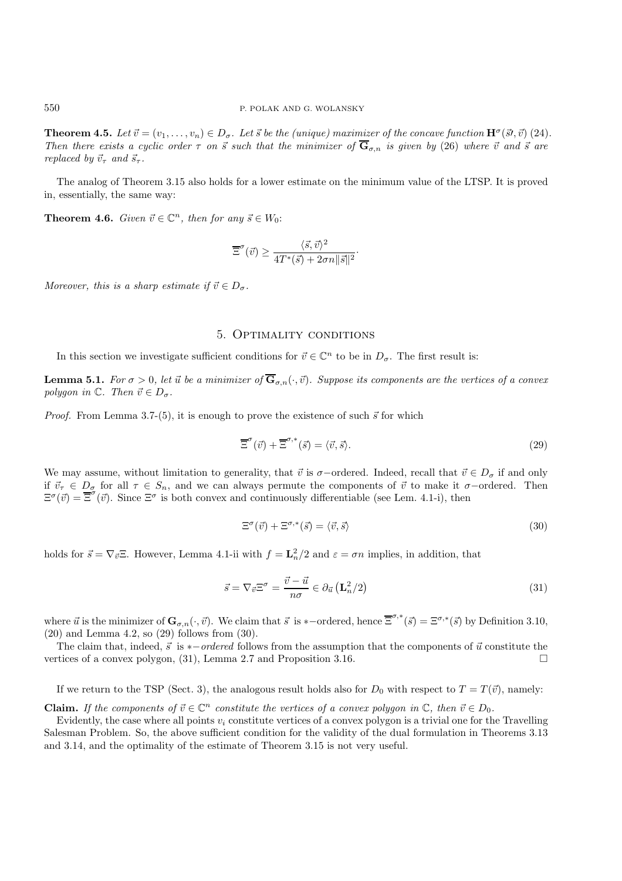**Theorem 4.5.** *Let $\vec{v} = (v_1, \ldots, v_n) \in D_\sigma$. Let $\vec{s}$ be the (unique) maximizer of the concave function $\mathbf{H}^\sigma(\vec{s}\prime, \vec{v})$ (24). Then there exists a cyclic order $\tau$ on $\vec{s}$ such that the minimizer of $\overline{\mathbf{G}}_{\sigma,n}$ is given by (26) where $\vec{v}$ and $\vec{s}$ are replaced by $\vec{v}_\tau$ and $\vec{s}_\tau$.*

The analog of Theorem 3.15 also holds for a lower estimate on the minimum value of the LTSP. It is proved in, essentially, the same way:

**Theorem 4.6.** *Given $\vec{v} \in \mathbb{C}^n$, then for any $\vec{s} \in W_0$:*

$$\overline{\Xi}^\sigma(\vec{v}) \geq \frac{\langle \vec{s}, \vec{v} \rangle^2}{4T^*(\vec{s}) + 2\sigma n \|\vec{s}\|^2}.$$

*Moreover, this is a sharp estimate if $\vec{v} \in D_\sigma$.*

## 5. Optimality conditions

In this section we investigate sufficient conditions for $\vec{v} \in \mathbb{C}^n$ to be in $D_\sigma$. The first result is:

**Lemma 5.1.** *For $\sigma > 0$, let $\vec{u}$ be a minimizer of $\overline{\mathbf{G}}_{\sigma,n}(\cdot, \vec{v})$. Suppose its components are the vertices of a convex polygon in $\mathbb{C}$. Then $\vec{v} \in D_\sigma$.*

*Proof.* From Lemma 3.7-(5), it is enough to prove the existence of such $\vec{s}$ for which

$$\overline{\Xi}^\sigma(\vec{v}) + \overline{\Xi}^{\sigma,*}(\vec{s}) = \langle \vec{v}, \vec{s} \rangle. \tag{29}$$

We may assume, without limitation to generality, that $\vec{v}$ is $\sigma-$ordered. Indeed, recall that $\vec{v} \in D_\sigma$ if and only if $\vec{v}_\tau \in D_\sigma$ for all $\tau \in S_n$, and we can always permute the components of $\vec{v}$ to make it $\sigma-$ordered. Then $\Xi^\sigma(\vec{v}) = \overline{\Xi}^\sigma(\vec{v})$. Since $\Xi^\sigma$ is both convex and continuously differentiable (see Lem. 4.1-i), then

$$\Xi^\sigma(\vec{v}) + \Xi^{\sigma,*}(\vec{s}) = \langle \vec{v}, \vec{s} \rangle \tag{30}$$

holds for $\vec{s} = \nabla_{\vec{v}} \Xi$. However, Lemma 4.1-ii with $f = \mathbf{L}_n^2/2$ and $\varepsilon = \sigma n$ implies, in addition, that

$$\vec{s} = \nabla_{\vec{v}} \Xi^\sigma = \frac{\vec{v} - \vec{u}}{n\sigma} \in \partial_{\vec{u}} \left( \mathbf{L}_n^2/2 \right) \tag{31}$$

where $\vec{u}$ is the minimizer of $\mathbf{G}_{\sigma,n}(\cdot, \vec{v})$. We claim that $\vec{s}$ is $*-$ordered, hence $\overline{\Xi}^{\sigma,*}(\vec{s}) = \Xi^{\sigma,*}(\vec{s})$ by Definition 3.10, (20) and Lemma 4.2, so (29) follows from (30).

The claim that, indeed, $\vec{s}$ is *$*-$ordered* follows from the assumption that the components of $\vec{u}$ constitute the vertices of a convex polygon, (31), Lemma 2.7 and Proposition 3.16. $\square$

If we return to the TSP (Sect. 3), the analogous result holds also for $D_0$ with respect to $T = T(\vec{v})$, namely:

**Claim.** *If the components of $\vec{v} \in \mathbb{C}^n$ constitute the vertices of a convex polygon in $\mathbb{C}$, then $\vec{v} \in D_0$.*

Evidently, the case where all points $v_i$ constitute vertices of a convex polygon is a trivial one for the Travelling Salesman Problem. So, the above sufficient condition for the validity of the dual formulation in Theorems 3.13 and 3.14, and the optimality of the estimate of Theorem 3.15 is not very useful.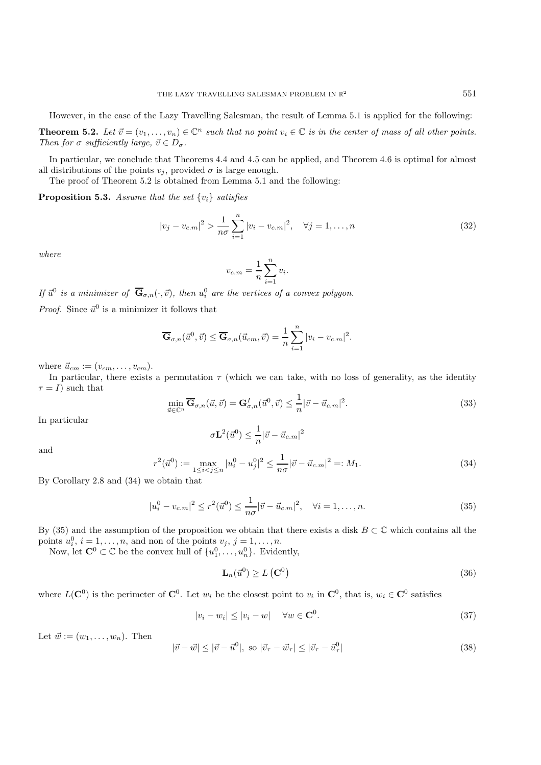However, in the case of the Lazy Travelling Salesman, the result of Lemma 5.1 is applied for the following:

**Theorem 5.2.** *Let $\vec{v} = (v_1, \dots, v_n) \in \mathbb{C}^n$ such that no point $v_i \in \mathbb{C}$ is in the center of mass of all other points. Then for $\sigma$ sufficiently large, $\vec{v} \in D_\sigma$.*

In particular, we conclude that Theorems 4.4 and 4.5 can be applied, and Theorem 4.6 is optimal for almost all distributions of the points $v_j$, provided $\sigma$ is large enough.

The proof of Theorem 5.2 is obtained from Lemma 5.1 and the following:

**Proposition 5.3.** *Assume that the set $\{v_i\}$ satisfies*

$$|v_j - v_{c.m}|^2 > \frac{1}{n\sigma} \sum_{i=1}^{n} |v_i - v_{c.m}|^2, \quad \forall j = 1, \dots, n \tag{32}$$

*where*

$$v_{c.m} = \frac{1}{n} \sum_{i=1}^{n} v_i.$$

*If $\vec{u}^0$ is a minimizer of $\overline{\mathbf{G}}_{\sigma,n}(\cdot, \vec{v})$, then $u_i^0$ are the vertices of a convex polygon.*

*Proof.* Since $\vec{u}^0$ is a minimizer it follows that

$$\overline{\mathbf{G}}_{\sigma,n}(\vec{u}^0, \vec{v}) \le \overline{\mathbf{G}}_{\sigma,n}(\vec{u}_{cm}, \vec{v}) = \frac{1}{n} \sum_{i=1}^{n} |v_i - v_{c.m}|^2.$$

where $\vec{u}_{cm} := (v_{cm}, \dots, v_{cm})$.

In particular, there exists a permutation $\tau$ (which we can take, with no loss of generality, as the identity $\tau = I$) such that

$$\min_{\vec{u} \in \mathbb{C}^n} \overline{\mathbf{G}}_{\sigma,n}(\vec{u}, \vec{v}) = \mathbf{G}^I_{\sigma,n}(\vec{u}^0, \vec{v}) \le \frac{1}{n} |\vec{v} - \vec{u}_{c.m}|^2. \tag{33}$$

In particular

$$\sigma \mathbf{L}^2(\vec{u}^0) \le \frac{1}{n} |\vec{v} - \vec{u}_{c.m}|^2$$

and

$$r^2(\vec{u}^0) := \max_{1 \le i < j \le n} |u_i^0 - u_j^0|^2 \le \frac{1}{n\sigma} |\vec{v} - \vec{u}_{c.m}|^2 =: M_1. \tag{34}$$

By Corollary 2.8 and (34) we obtain that

$$|u_i^0 - v_{c.m}|^2 \le r^2(\vec{u}^0) \le \frac{1}{n\sigma} |\vec{v} - \vec{u}_{c.m}|^2, \quad \forall i = 1, \dots, n. \tag{35}$$

By (35) and the assumption of the proposition we obtain that there exists a disk $B \subset \mathbb{C}$ which contains all the points $u_i^0$, $i = 1, \dots, n$, and non of the points $v_j$, $j = 1, \dots, n$.

Now, let $\mathbf{C}^0 \subset \mathbb{C}$ be the convex hull of $\{u_1^0, \dots, u_n^0\}$. Evidently,

$$\mathbf{L}_n(\vec{u}^0) \ge L\left(\mathbf{C}^0\right) \tag{36}$$

where $L(\mathbf{C}^0)$ is the perimeter of $\mathbf{C}^0$. Let $w_i$ be the closest point to $v_i$ in $\mathbf{C}^0$, that is, $w_i \in \mathbf{C}^0$ satisfies

$$|v_i - w_i| \le |v_i - w| \quad \forall w \in \mathbf{C}^0. \tag{37}$$

Let $\vec{w} := (w_1, \dots, w_n)$. Then

$$|\vec{v} - \vec{w}| \le |\vec{v} - \vec{u}^0|, \text{ so } |\vec{v}_\tau - \vec{w}_\tau| \le |\vec{v}_\tau - \vec{u}^0_\tau| \tag{38}$$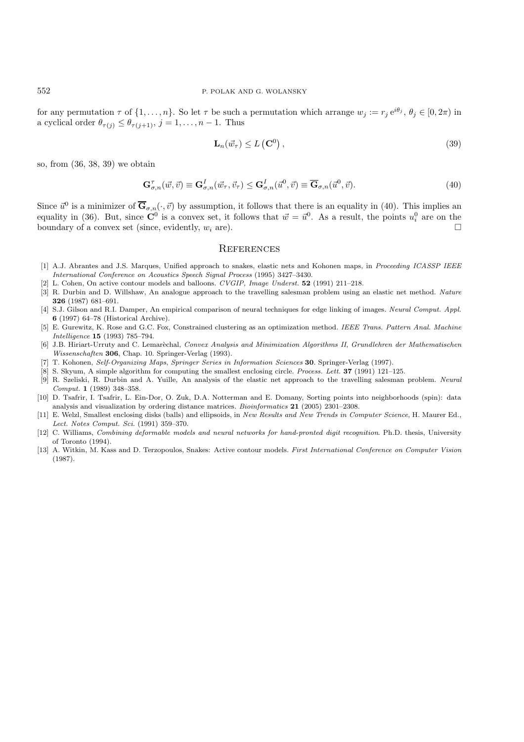for any permutation $\tau$ of $\{1,\ldots,n\}$. So let $\tau$ be such a permutation which arrange $w_j := r_j\, \mathrm{e}^{i\theta_j}$, $\theta_j \in [0,2\pi)$ in a cyclical order $\theta_{\tau(j)} \le \theta_{\tau(j+1)}$, $j=1,\ldots,n-1$. Thus

$$\mathbf{L}_n(\vec{w}_\tau) \le L\left(\mathbf{C}^0\right), \tag{39}$$

so, from (36, 38, 39) we obtain

$$\mathbf{G}^{\tau}_{\sigma,n}(\vec{w},\vec{v}) \equiv \mathbf{G}^{I}_{\sigma,n}(\vec{w}_\tau,\vec{v}_\tau) \le \mathbf{G}^{I}_{\sigma,n}(\vec{u}^0,\vec{v}) \equiv \overline{\mathbf{G}}_{\sigma,n}(\vec{u}^0,\vec{v}). \tag{40}$$

Since $\vec{u}^0$ is a minimizer of $\overline{\mathbf{G}}_{\sigma,n}(\cdot,\vec{v})$ by assumption, it follows that there is an equality in (40). This implies an equality in (36). But, since $\mathbf{C}^0$ is a convex set, it follows that $\vec{w}=\vec{u}^0$. As a result, the points $u_i^0$ are on the boundary of a convex set (since, evidently, $w_i$ are). ☐

## References

[1] A.J. Abrantes and J.S. Marques, Unified approach to snakes, elastic nets and Kohonen maps, in *Proceeding ICASSP IEEE International Conference on Acoustics Speech Signal Process* (1995) 3427–3430.

[2] L. Cohen, On active contour models and balloons. *CVGIP, Image Underst.* **52** (1991) 211–218.

[3] R. Durbin and D. Willshaw, An analogue approach to the travelling salesman problem using an elastic net method. *Nature* **326** (1987) 681–691.

[4] S.J. Gilson and R.I. Damper, An empirical comparison of neural techniques for edge linking of images. *Neural Comput. Appl.* **6** (1997) 64–78 (Historical Archive).

[5] E. Gurewitz, K. Rose and G.C. Fox, Constrained clustering as an optimization method. *IEEE Trans. Pattern Anal. Machine Intelligence* **15** (1993) 785–794.

[6] J.B. Hiriart-Urruty and C. Lemarèchal, *Convex Analysis and Minimization Algorithms II*, *Grundlehren der Mathematischen Wissenschaften* **306**, Chap. 10. Springer-Verlag (1993).

[7] T. Kohonen, *Self-Organizing Maps*, *Springer Series in Information Sciences* **30**. Springer-Verlag (1997).

[8] S. Skyum, A simple algorithm for computing the smallest enclosing circle. *Process. Lett.* **37** (1991) 121–125.

[9] R. Szeliski, R. Durbin and A. Yuille, An analysis of the elastic net approach to the travelling salesman problem. *Neural Comput.* **1** (1989) 348–358.

[10] D. Tsafrir, I. Tsafrir, L. Ein-Dor, O. Zuk, D.A. Notterman and E. Domany, Sorting points into neighborhoods (spin): data analysis and visualization by ordering distance matrices. *Bioinformatics* **21** (2005) 2301–2308.

[11] E. Welzl, Smallest enclosing disks (balls) and ellipsoids, in *New Results and New Trends in Computer Science*, H. Maurer Ed., *Lect. Notes Comput. Sci.* (1991) 359–370.

[12] C. Williams, *Combining deformable models and neural networks for hand-pronted digit recognition*. Ph.D. thesis, University of Toronto (1994).

[13] A. Witkin, M. Kass and D. Terzopoulos, Snakes: Active contour models. *First International Conference on Computer Vision* (1987).